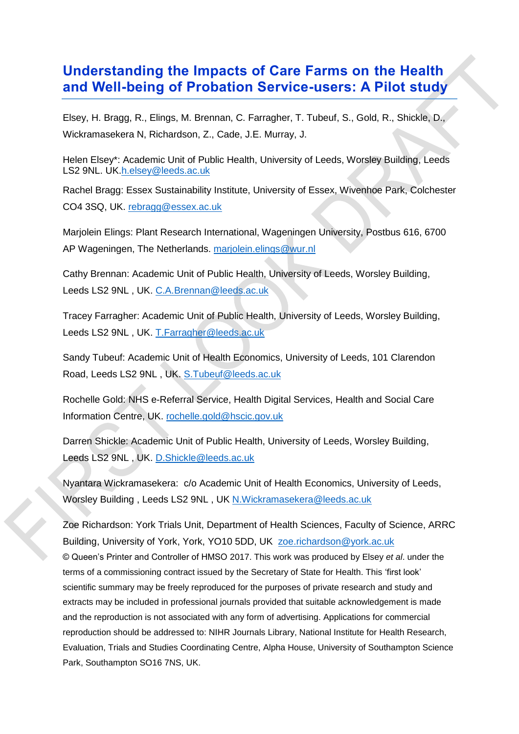# Understanding the Impacts of Care Farms on the Health and Well-being of Probation Service-users: A Pilot study

Elsey, H. Bragg, R., Elings, M. Brennan, C. Farragher, T. Tubeuf, S., Gold, R., Shickle, D., Wickramasekera N, Richardson, Z., Cade, J.E. Murray, J.

Helen Elsey*: Academic Unit of Public Health, University of Leeds, Worsley Building, Leeds LS2 9NL. UK.h.elsey@leeds.ac.uk

Rachel Bragg: Essex Sustainability Institute, University of Essex, Wivenhoe Park, Colchester CO4 3SQ, UK. rebragg@essex.ac.uk

Marjolein Elings: Plant Research International, Wageningen University, Postbus 616, 6700 AP Wageningen, The Netherlands. marjolein.elings@wur.nl

Cathy Brennan: Academic Unit of Public Health, University of Leeds, Worsley Building, Leeds LS2 9NL , UK. C.A.Brennan@leeds.ac.uk

Tracey Farragher: Academic Unit of Public Health, University of Leeds, Worsley Building, Leeds LS2 9NL , UK. T.Farragher@leeds.ac.uk

Sandy Tubeuf: Academic Unit of Health Economics, University of Leeds, 101 Clarendon Road, Leeds LS2 9NL , UK. S.Tubeuf@leeds.ac.uk

Rochelle Gold: NHS e-Referral Service, Health Digital Services, Health and Social Care Information Centre, UK. rochelle.gold@hscic.gov.uk

Darren Shickle: Academic Unit of Public Health, University of Leeds, Worsley Building, Leeds LS2 9NL , UK. D.Shickle@leeds.ac.uk

Nyantara Wickramasekera: c/o Academic Unit of Health Economics, University of Leeds, Worsley Building , Leeds LS2 9NL , UK N.Wickramasekera@leeds.ac.uk

Zoe Richardson: York Trials Unit, Department of Health Sciences, Faculty of Science, ARRC Building, University of York, York, YO10 5DD, UK zoe.richardson@york.ac.uk

© Queen's Printer and Controller of HMSO 2017. This work was produced by Elsey *et al*. under the terms of a commissioning contract issued by the Secretary of State for Health. This 'first look' scientific summary may be freely reproduced for the purposes of private research and study and extracts may be included in professional journals provided that suitable acknowledgement is made and the reproduction is not associated with any form of advertising. Applications for commercial reproduction should be addressed to: NIHR Journals Library, National Institute for Health Research, Evaluation, Trials and Studies Coordinating Centre, Alpha House, University of Southampton Science Park, Southampton SO16 7NS, UK.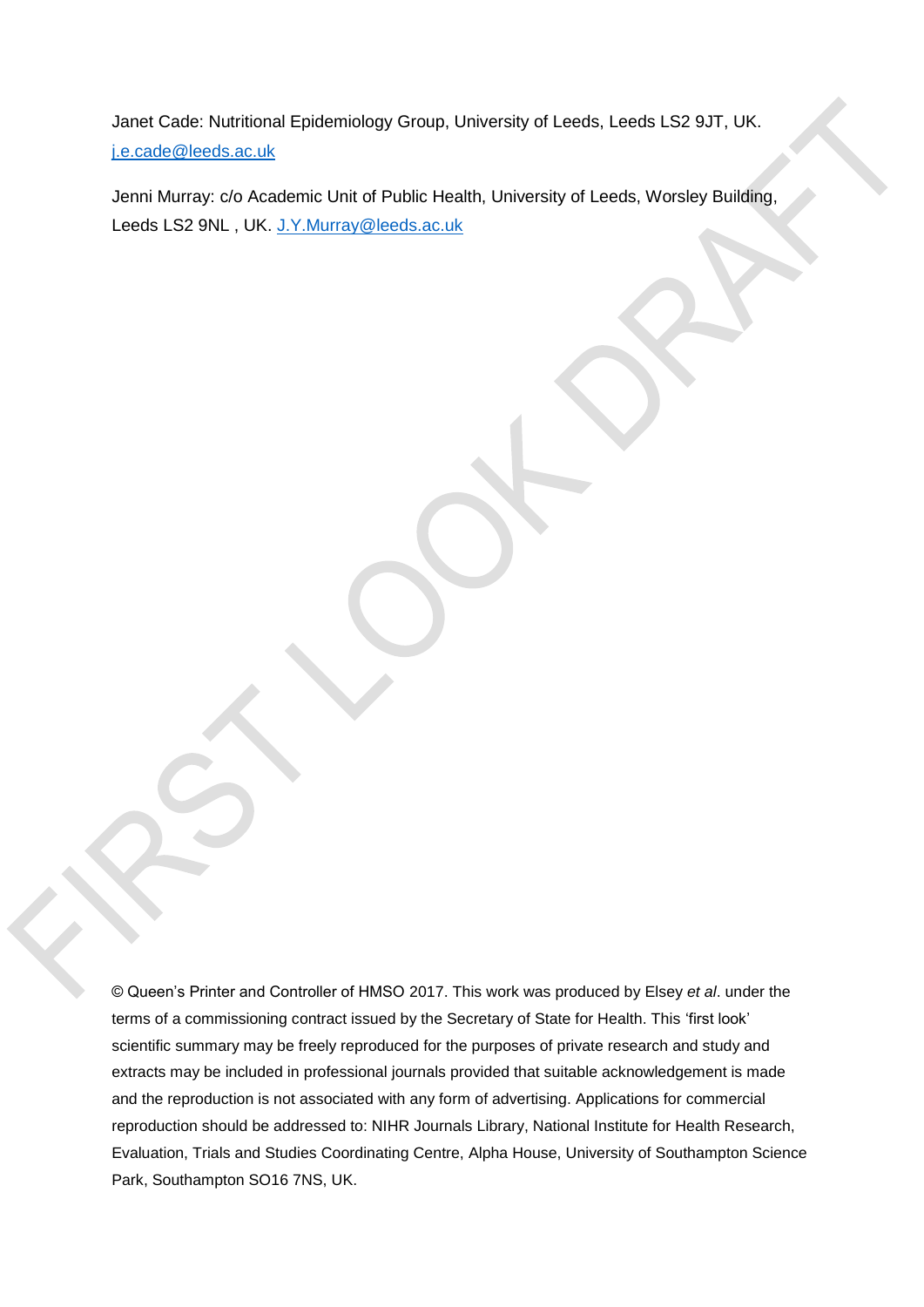Janet Cade: Nutritional Epidemiology Group, University of Leeds, Leeds LS2 9JT, UK. j.e.cade@leeds.ac.uk

Jenni Murray: c/o Academic Unit of Public Health, University of Leeds, Worsley Building, Leeds LS2 9NL , UK. J.Y.Murray@leeds.ac.uk

© Queen's Printer and Controller of HMSO 2017. This work was produced by Elsey *et al*. under the terms of a commissioning contract issued by the Secretary of State for Health. This 'first look' scientific summary may be freely reproduced for the purposes of private research and study and extracts may be included in professional journals provided that suitable acknowledgement is made and the reproduction is not associated with any form of advertising. Applications for commercial reproduction should be addressed to: NIHR Journals Library, National Institute for Health Research, Evaluation, Trials and Studies Coordinating Centre, Alpha House, University of Southampton Science Park, Southampton SO16 7NS, UK.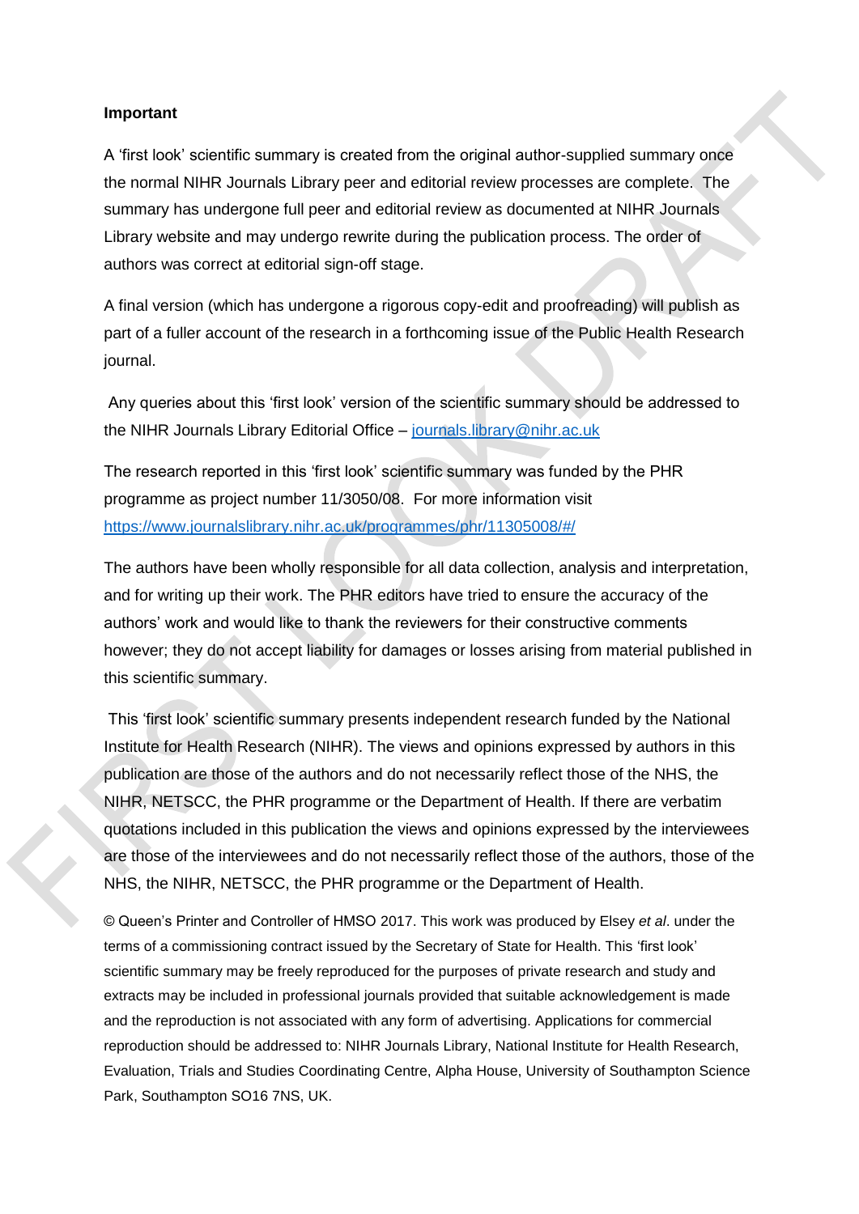**Important**

A 'first look' scientific summary is created from the original author-supplied summary once the normal NIHR Journals Library peer and editorial review processes are complete. The summary has undergone full peer and editorial review as documented at NIHR Journals Library website and may undergo rewrite during the publication process. The order of authors was correct at editorial sign-off stage.

A final version (which has undergone a rigorous copy-edit and proofreading) will publish as part of a fuller account of the research in a forthcoming issue of the Public Health Research journal.

Any queries about this 'first look' version of the scientific summary should be addressed to the NIHR Journals Library Editorial Office – journals.library@nihr.ac.uk

The research reported in this 'first look' scientific summary was funded by the PHR programme as project number 11/3050/08. For more information visit https://www.journalslibrary.nihr.ac.uk/programmes/phr/11305008/#/

The authors have been wholly responsible for all data collection, analysis and interpretation, and for writing up their work. The PHR editors have tried to ensure the accuracy of the authors' work and would like to thank the reviewers for their constructive comments however; they do not accept liability for damages or losses arising from material published in this scientific summary.

This 'first look' scientific summary presents independent research funded by the National Institute for Health Research (NIHR). The views and opinions expressed by authors in this publication are those of the authors and do not necessarily reflect those of the NHS, the NIHR, NETSCC, the PHR programme or the Department of Health. If there are verbatim quotations included in this publication the views and opinions expressed by the interviewees are those of the interviewees and do not necessarily reflect those of the authors, those of the NHS, the NIHR, NETSCC, the PHR programme or the Department of Health.

© Queen's Printer and Controller of HMSO 2017. This work was produced by Elsey *et al*. under the terms of a commissioning contract issued by the Secretary of State for Health. This 'first look' scientific summary may be freely reproduced for the purposes of private research and study and extracts may be included in professional journals provided that suitable acknowledgement is made and the reproduction is not associated with any form of advertising. Applications for commercial reproduction should be addressed to: NIHR Journals Library, National Institute for Health Research, Evaluation, Trials and Studies Coordinating Centre, Alpha House, University of Southampton Science Park, Southampton SO16 7NS, UK.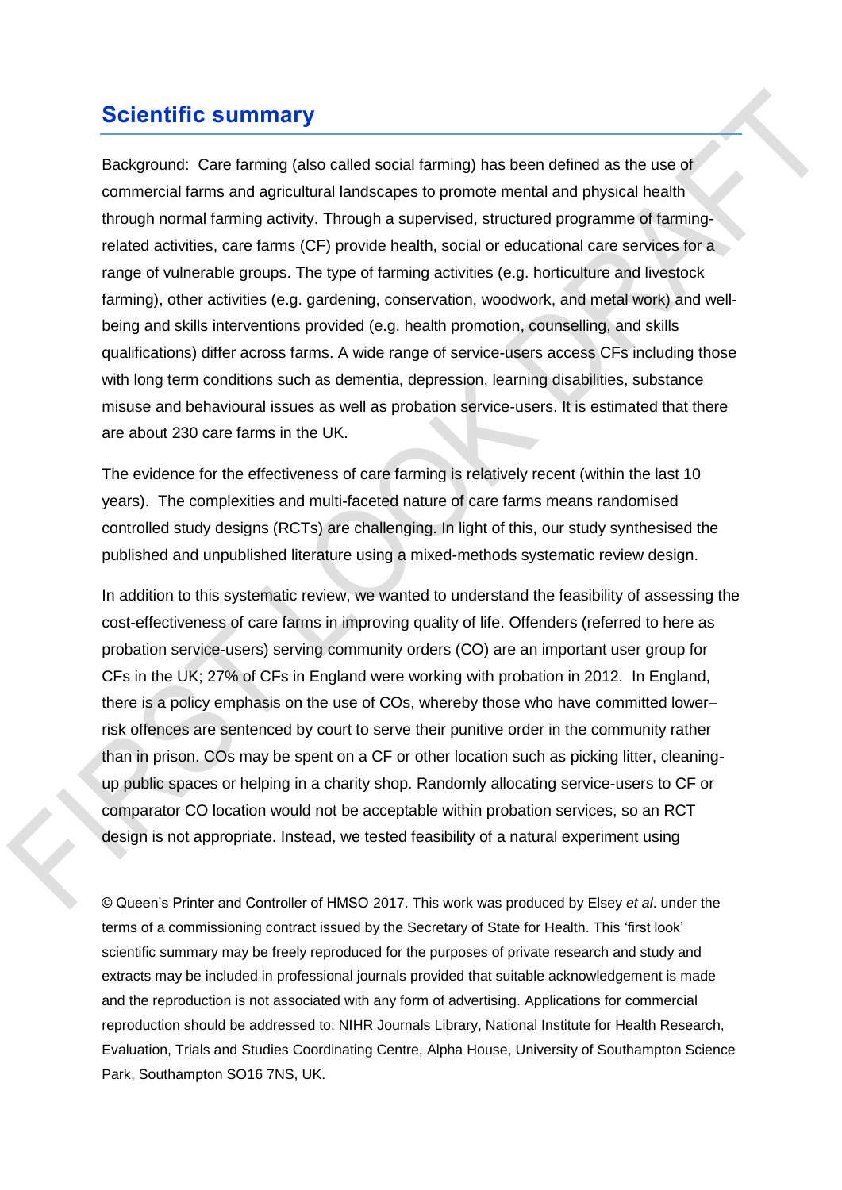## Scientific summary

Background: Care farming (also called social farming) has been defined as the use of commercial farms and agricultural landscapes to promote mental and physical health through normal farming activity. Through a supervised, structured programme of farming-related activities, care farms (CF) provide health, social or educational care services for a range of vulnerable groups. The type of farming activities (e.g. horticulture and livestock farming), other activities (e.g. gardening, conservation, woodwork, and metal work) and well-being and skills interventions provided (e.g. health promotion, counselling, and skills qualifications) differ across farms. A wide range of service-users access CFs including those with long term conditions such as dementia, depression, learning disabilities, substance misuse and behavioural issues as well as probation service-users. It is estimated that there are about 230 care farms in the UK.

The evidence for the effectiveness of care farming is relatively recent (within the last 10 years). The complexities and multi-faceted nature of care farms means randomised controlled study designs (RCTs) are challenging. In light of this, our study synthesised the published and unpublished literature using a mixed-methods systematic review design.

In addition to this systematic review, we wanted to understand the feasibility of assessing the cost-effectiveness of care farms in improving quality of life. Offenders (referred to here as probation service-users) serving community orders (CO) are an important user group for CFs in the UK; 27% of CFs in England were working with probation in 2012. In England, there is a policy emphasis on the use of COs, whereby those who have committed lower–risk offences are sentenced by court to serve their punitive order in the community rather than in prison. COs may be spent on a CF or other location such as picking litter, cleaning-up public spaces or helping in a charity shop. Randomly allocating service-users to CF or comparator CO location would not be acceptable within probation services, so an RCT design is not appropriate. Instead, we tested feasibility of a natural experiment using

© Queen's Printer and Controller of HMSO 2017. This work was produced by Elsey *et al*. under the terms of a commissioning contract issued by the Secretary of State for Health. This 'first look' scientific summary may be freely reproduced for the purposes of private research and study and extracts may be included in professional journals provided that suitable acknowledgement is made and the reproduction is not associated with any form of advertising. Applications for commercial reproduction should be addressed to: NIHR Journals Library, National Institute for Health Research, Evaluation, Trials and Studies Coordinating Centre, Alpha House, University of Southampton Science Park, Southampton SO16 7NS, UK.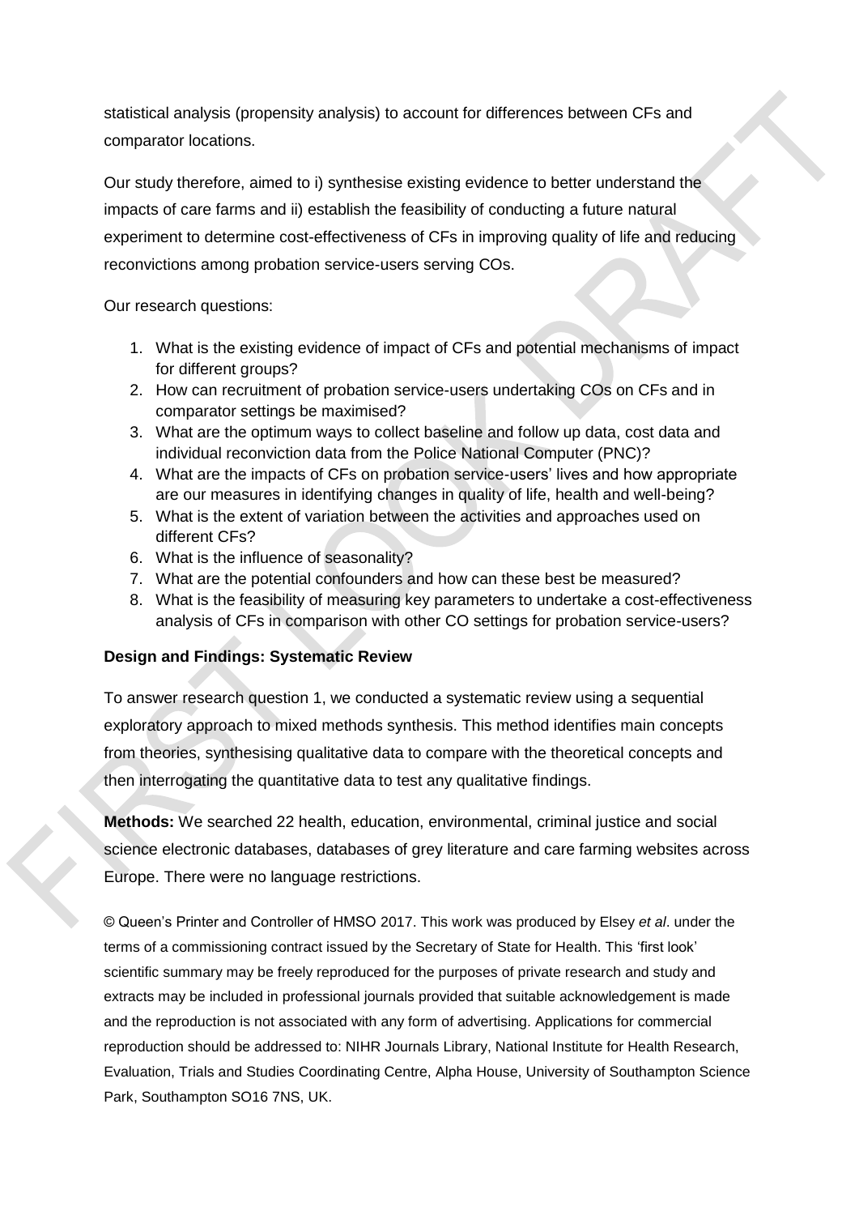statistical analysis (propensity analysis) to account for differences between CFs and comparator locations.

Our study therefore, aimed to i) synthesise existing evidence to better understand the impacts of care farms and ii) establish the feasibility of conducting a future natural experiment to determine cost-effectiveness of CFs in improving quality of life and reducing reconvictions among probation service-users serving COs.

Our research questions:

1. What is the existing evidence of impact of CFs and potential mechanisms of impact for different groups?
2. How can recruitment of probation service-users undertaking COs on CFs and in comparator settings be maximised?
3. What are the optimum ways to collect baseline and follow up data, cost data and individual reconviction data from the Police National Computer (PNC)?
4. What are the impacts of CFs on probation service-users' lives and how appropriate are our measures in identifying changes in quality of life, health and well-being?
5. What is the extent of variation between the activities and approaches used on different CFs?
6. What is the influence of seasonality?
7. What are the potential confounders and how can these best be measured?
8. What is the feasibility of measuring key parameters to undertake a cost-effectiveness analysis of CFs in comparison with other CO settings for probation service-users?

**Design and Findings: Systematic Review**

To answer research question 1, we conducted a systematic review using a sequential exploratory approach to mixed methods synthesis. This method identifies main concepts from theories, synthesising qualitative data to compare with the theoretical concepts and then interrogating the quantitative data to test any qualitative findings.

**Methods:** We searched 22 health, education, environmental, criminal justice and social science electronic databases, databases of grey literature and care farming websites across Europe. There were no language restrictions.

© Queen's Printer and Controller of HMSO 2017. This work was produced by Elsey *et al*. under the terms of a commissioning contract issued by the Secretary of State for Health. This 'first look' scientific summary may be freely reproduced for the purposes of private research and study and extracts may be included in professional journals provided that suitable acknowledgement is made and the reproduction is not associated with any form of advertising. Applications for commercial reproduction should be addressed to: NIHR Journals Library, National Institute for Health Research, Evaluation, Trials and Studies Coordinating Centre, Alpha House, University of Southampton Science Park, Southampton SO16 7NS, UK.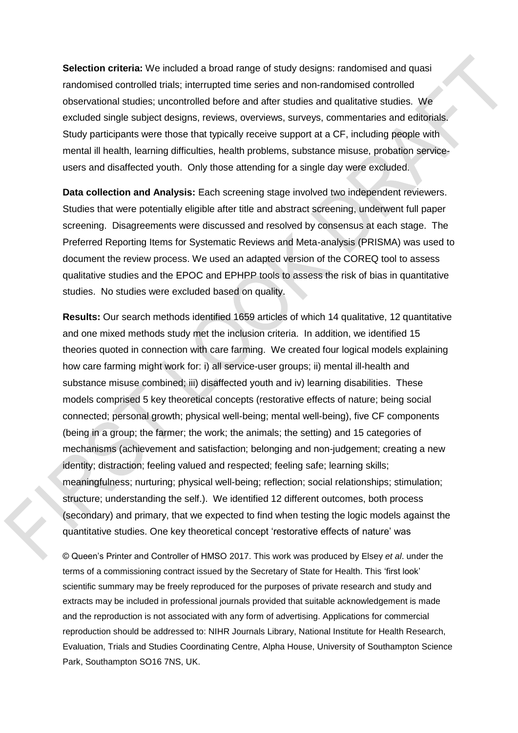**Selection criteria:** We included a broad range of study designs: randomised and quasi randomised controlled trials; interrupted time series and non-randomised controlled observational studies; uncontrolled before and after studies and qualitative studies. We excluded single subject designs, reviews, overviews, surveys, commentaries and editorials. Study participants were those that typically receive support at a CF, including people with mental ill health, learning difficulties, health problems, substance misuse, probation service-users and disaffected youth. Only those attending for a single day were excluded.

**Data collection and Analysis:** Each screening stage involved two independent reviewers. Studies that were potentially eligible after title and abstract screening, underwent full paper screening. Disagreements were discussed and resolved by consensus at each stage. The Preferred Reporting Items for Systematic Reviews and Meta-analysis (PRISMA) was used to document the review process. We used an adapted version of the COREQ tool to assess qualitative studies and the EPOC and EPHPP tools to assess the risk of bias in quantitative studies. No studies were excluded based on quality.

**Results:** Our search methods identified 1659 articles of which 14 qualitative, 12 quantitative and one mixed methods study met the inclusion criteria. In addition, we identified 15 theories quoted in connection with care farming. We created four logical models explaining how care farming might work for: i) all service-user groups; ii) mental ill-health and substance misuse combined; iii) disaffected youth and iv) learning disabilities. These models comprised 5 key theoretical concepts (restorative effects of nature; being social connected; personal growth; physical well-being; mental well-being), five CF components (being in a group; the farmer; the work; the animals; the setting) and 15 categories of mechanisms (achievement and satisfaction; belonging and non-judgement; creating a new identity; distraction; feeling valued and respected; feeling safe; learning skills; meaningfulness; nurturing; physical well-being; reflection; social relationships; stimulation; structure; understanding the self.). We identified 12 different outcomes, both process (secondary) and primary, that we expected to find when testing the logic models against the quantitative studies. One key theoretical concept 'restorative effects of nature' was

© Queen's Printer and Controller of HMSO 2017. This work was produced by Elsey *et al*. under the terms of a commissioning contract issued by the Secretary of State for Health. This 'first look' scientific summary may be freely reproduced for the purposes of private research and study and extracts may be included in professional journals provided that suitable acknowledgement is made and the reproduction is not associated with any form of advertising. Applications for commercial reproduction should be addressed to: NIHR Journals Library, National Institute for Health Research, Evaluation, Trials and Studies Coordinating Centre, Alpha House, University of Southampton Science Park, Southampton SO16 7NS, UK.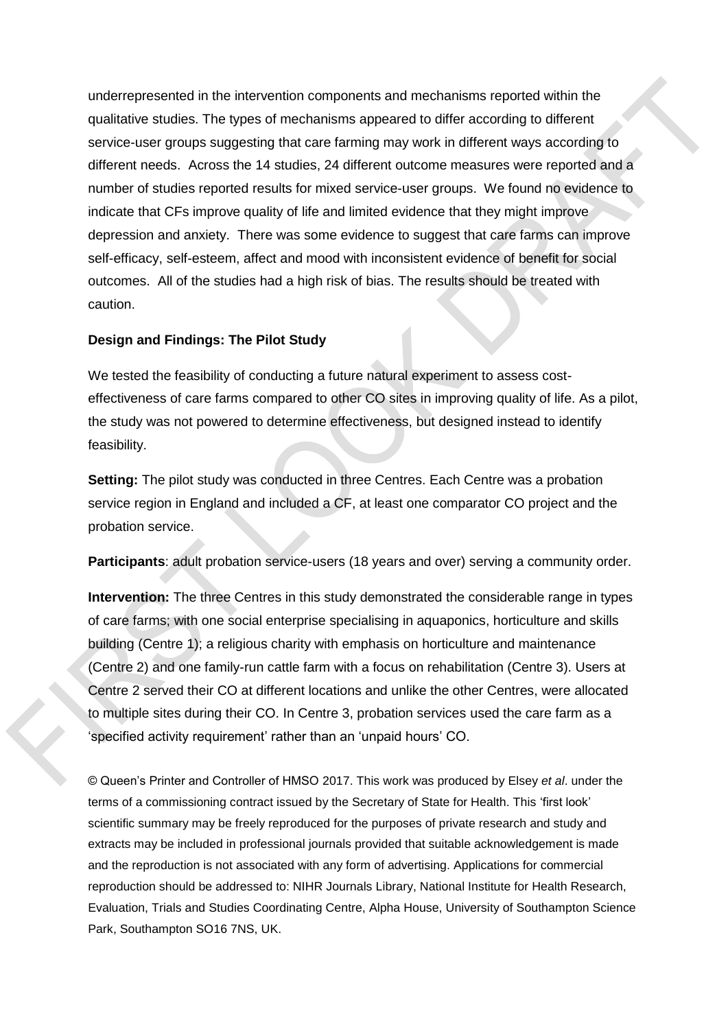underrepresented in the intervention components and mechanisms reported within the qualitative studies. The types of mechanisms appeared to differ according to different service-user groups suggesting that care farming may work in different ways according to different needs. Across the 14 studies, 24 different outcome measures were reported and a number of studies reported results for mixed service-user groups. We found no evidence to indicate that CFs improve quality of life and limited evidence that they might improve depression and anxiety. There was some evidence to suggest that care farms can improve self-efficacy, self-esteem, affect and mood with inconsistent evidence of benefit for social outcomes. All of the studies had a high risk of bias. The results should be treated with caution.

**Design and Findings: The Pilot Study**

We tested the feasibility of conducting a future natural experiment to assess cost-effectiveness of care farms compared to other CO sites in improving quality of life. As a pilot, the study was not powered to determine effectiveness, but designed instead to identify feasibility.

**Setting:** The pilot study was conducted in three Centres. Each Centre was a probation service region in England and included a CF, at least one comparator CO project and the probation service.

**Participants**: adult probation service-users (18 years and over) serving a community order.

**Intervention:** The three Centres in this study demonstrated the considerable range in types of care farms; with one social enterprise specialising in aquaponics, horticulture and skills building (Centre 1); a religious charity with emphasis on horticulture and maintenance (Centre 2) and one family-run cattle farm with a focus on rehabilitation (Centre 3). Users at Centre 2 served their CO at different locations and unlike the other Centres, were allocated to multiple sites during their CO. In Centre 3, probation services used the care farm as a 'specified activity requirement' rather than an 'unpaid hours' CO.

© Queen's Printer and Controller of HMSO 2017. This work was produced by Elsey *et al*. under the terms of a commissioning contract issued by the Secretary of State for Health. This 'first look' scientific summary may be freely reproduced for the purposes of private research and study and extracts may be included in professional journals provided that suitable acknowledgement is made and the reproduction is not associated with any form of advertising. Applications for commercial reproduction should be addressed to: NIHR Journals Library, National Institute for Health Research, Evaluation, Trials and Studies Coordinating Centre, Alpha House, University of Southampton Science Park, Southampton SO16 7NS, UK.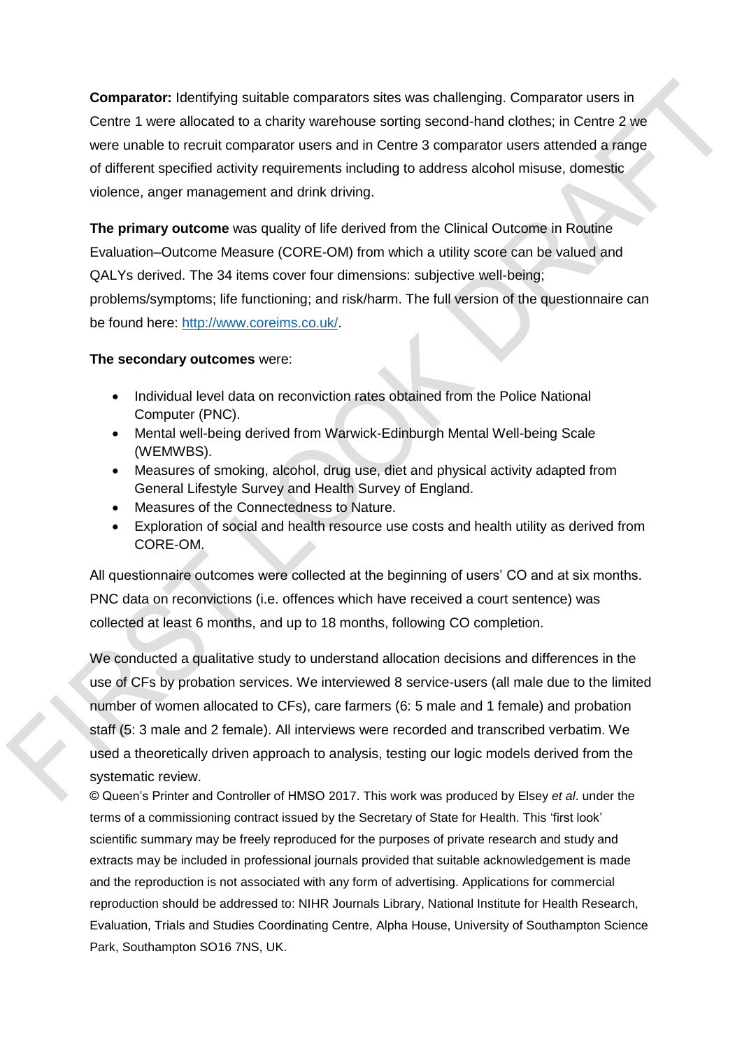**Comparator:** Identifying suitable comparators sites was challenging. Comparator users in Centre 1 were allocated to a charity warehouse sorting second-hand clothes; in Centre 2 we were unable to recruit comparator users and in Centre 3 comparator users attended a range of different specified activity requirements including to address alcohol misuse, domestic violence, anger management and drink driving.

**The primary outcome** was quality of life derived from the Clinical Outcome in Routine Evaluation–Outcome Measure (CORE-OM) from which a utility score can be valued and QALYs derived. The 34 items cover four dimensions: subjective well-being; problems/symptoms; life functioning; and risk/harm. The full version of the questionnaire can be found here: http://www.coreims.co.uk/.

**The secondary outcomes** were:

- Individual level data on reconviction rates obtained from the Police National Computer (PNC).
- Mental well-being derived from Warwick-Edinburgh Mental Well-being Scale (WEMWBS).
- Measures of smoking, alcohol, drug use, diet and physical activity adapted from General Lifestyle Survey and Health Survey of England.
- Measures of the Connectedness to Nature.
- Exploration of social and health resource use costs and health utility as derived from CORE-OM.

All questionnaire outcomes were collected at the beginning of users' CO and at six months. PNC data on reconvictions (i.e. offences which have received a court sentence) was collected at least 6 months, and up to 18 months, following CO completion.

We conducted a qualitative study to understand allocation decisions and differences in the use of CFs by probation services. We interviewed 8 service-users (all male due to the limited number of women allocated to CFs), care farmers (6: 5 male and 1 female) and probation staff (5: 3 male and 2 female). All interviews were recorded and transcribed verbatim. We used a theoretically driven approach to analysis, testing our logic models derived from the systematic review.

© Queen's Printer and Controller of HMSO 2017. This work was produced by Elsey *et al*. under the terms of a commissioning contract issued by the Secretary of State for Health. This 'first look' scientific summary may be freely reproduced for the purposes of private research and study and extracts may be included in professional journals provided that suitable acknowledgement is made and the reproduction is not associated with any form of advertising. Applications for commercial reproduction should be addressed to: NIHR Journals Library, National Institute for Health Research, Evaluation, Trials and Studies Coordinating Centre, Alpha House, University of Southampton Science Park, Southampton SO16 7NS, UK.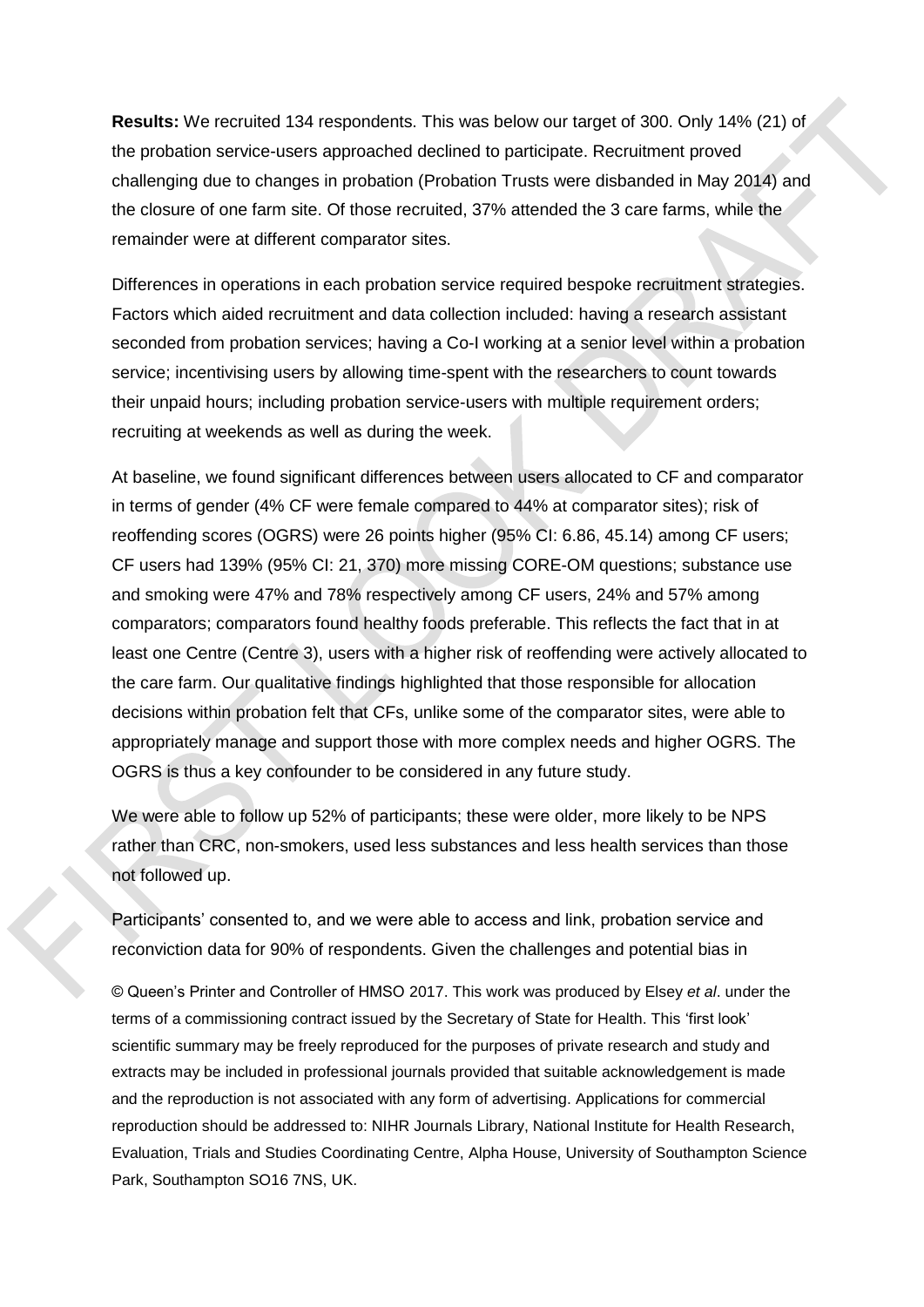**Results:** We recruited 134 respondents. This was below our target of 300. Only 14% (21) of the probation service-users approached declined to participate. Recruitment proved challenging due to changes in probation (Probation Trusts were disbanded in May 2014) and the closure of one farm site. Of those recruited, 37% attended the 3 care farms, while the remainder were at different comparator sites.

Differences in operations in each probation service required bespoke recruitment strategies. Factors which aided recruitment and data collection included: having a research assistant seconded from probation services; having a Co-I working at a senior level within a probation service; incentivising users by allowing time-spent with the researchers to count towards their unpaid hours; including probation service-users with multiple requirement orders; recruiting at weekends as well as during the week.

At baseline, we found significant differences between users allocated to CF and comparator in terms of gender (4% CF were female compared to 44% at comparator sites); risk of reoffending scores (OGRS) were 26 points higher (95% CI: 6.86, 45.14) among CF users; CF users had 139% (95% CI: 21, 370) more missing CORE-OM questions; substance use and smoking were 47% and 78% respectively among CF users, 24% and 57% among comparators; comparators found healthy foods preferable. This reflects the fact that in at least one Centre (Centre 3), users with a higher risk of reoffending were actively allocated to the care farm. Our qualitative findings highlighted that those responsible for allocation decisions within probation felt that CFs, unlike some of the comparator sites, were able to appropriately manage and support those with more complex needs and higher OGRS. The OGRS is thus a key confounder to be considered in any future study.

We were able to follow up 52% of participants; these were older, more likely to be NPS rather than CRC, non-smokers, used less substances and less health services than those not followed up.

Participants' consented to, and we were able to access and link, probation service and reconviction data for 90% of respondents. Given the challenges and potential bias in

© Queen's Printer and Controller of HMSO 2017. This work was produced by Elsey *et al*. under the terms of a commissioning contract issued by the Secretary of State for Health. This 'first look' scientific summary may be freely reproduced for the purposes of private research and study and extracts may be included in professional journals provided that suitable acknowledgement is made and the reproduction is not associated with any form of advertising. Applications for commercial reproduction should be addressed to: NIHR Journals Library, National Institute for Health Research, Evaluation, Trials and Studies Coordinating Centre, Alpha House, University of Southampton Science Park, Southampton SO16 7NS, UK.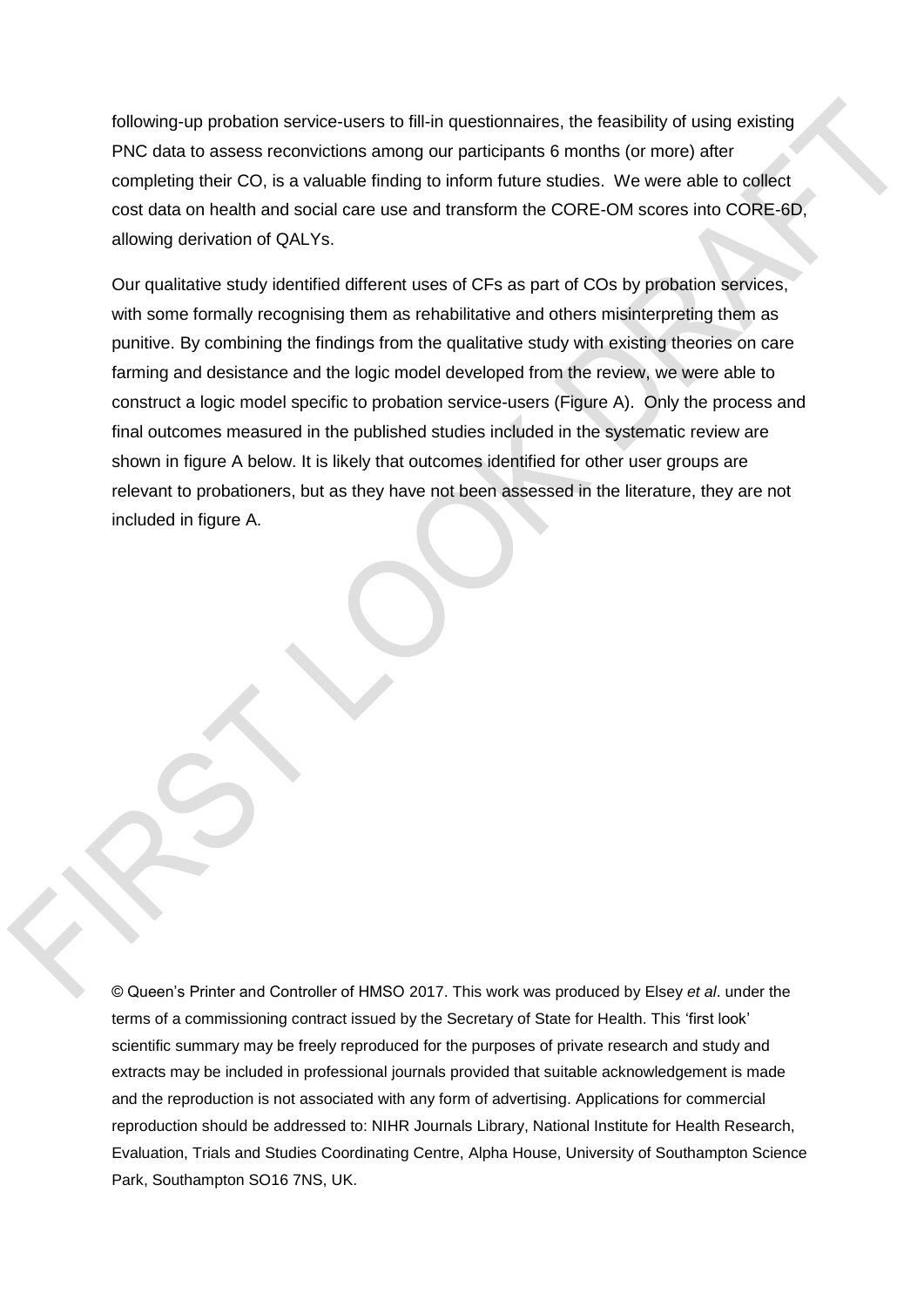following-up probation service-users to fill-in questionnaires, the feasibility of using existing PNC data to assess reconvictions among our participants 6 months (or more) after completing their CO, is a valuable finding to inform future studies. We were able to collect cost data on health and social care use and transform the CORE-OM scores into CORE-6D, allowing derivation of QALYs.

Our qualitative study identified different uses of CFs as part of COs by probation services, with some formally recognising them as rehabilitative and others misinterpreting them as punitive. By combining the findings from the qualitative study with existing theories on care farming and desistance and the logic model developed from the review, we were able to construct a logic model specific to probation service-users (Figure A). Only the process and final outcomes measured in the published studies included in the systematic review are shown in figure A below. It is likely that outcomes identified for other user groups are relevant to probationers, but as they have not been assessed in the literature, they are not included in figure A.

© Queen's Printer and Controller of HMSO 2017. This work was produced by Elsey *et al*. under the terms of a commissioning contract issued by the Secretary of State for Health. This 'first look' scientific summary may be freely reproduced for the purposes of private research and study and extracts may be included in professional journals provided that suitable acknowledgement is made and the reproduction is not associated with any form of advertising. Applications for commercial reproduction should be addressed to: NIHR Journals Library, National Institute for Health Research, Evaluation, Trials and Studies Coordinating Centre, Alpha House, University of Southampton Science Park, Southampton SO16 7NS, UK.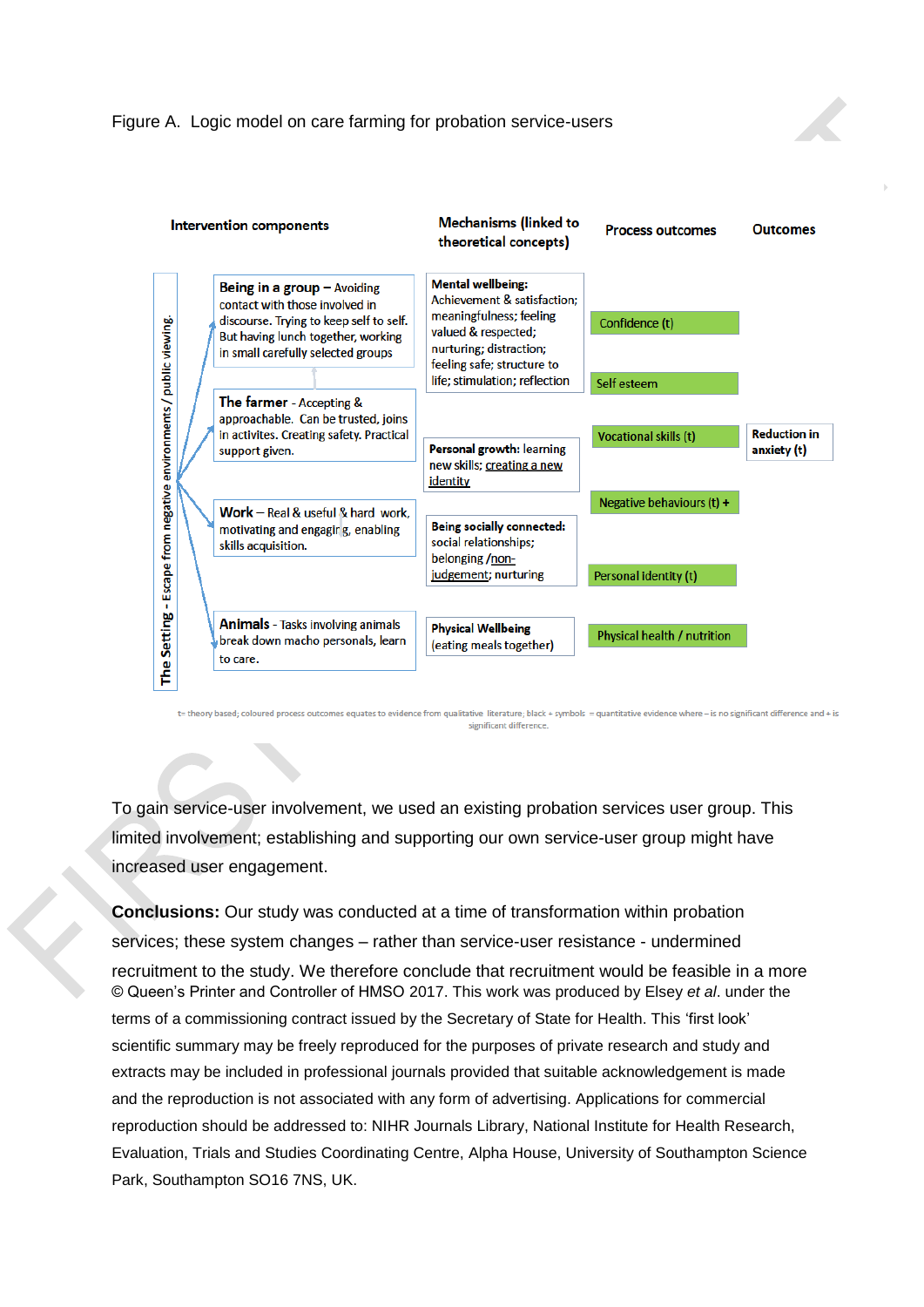Figure A. Logic model on care farming for probation service-users

| Intervention components | Mechanisms (linked to theoretical concepts) | Process outcomes | Outcomes |
| --- | --- | --- | --- |
| **The Setting - Escape from negative environments / public viewing.** | | | |
| **Being in a group** – Avoiding contact with those involved in discourse. Trying to keep self to self. But having lunch together, working in small carefully selected groups | **Mental wellbeing:** Achievement & satisfaction; meaningfulness; feeling valued & respected; nurturing; distraction; feeling safe; structure to life; stimulation; reflection | Confidence (t) | |
| **The farmer** - Accepting & approachable. Can be trusted, joins in activites. Creating safety. Practical support given. | | Self esteem | |
| | **Personal growth:** learning new skills; creating a new identity | Vocational skills (t) | Reduction in anxiety (t) |
| **Work** – Real & useful & hard work, motivating and engaging, enabling skills acquisition. | | Negative behaviours (t) + | |
| | **Being socially connected:** social relationships; belonging /non-judgement; nurturing | Personal identity (t) | |
| **Animals** - Tasks involving animals break down macho personals, learn to care. | **Physical Wellbeing** (eating meals together) | Physical health / nutrition | |

t= theory based; coloured process outcomes equates to evidence from qualitative literature; black + symbols = quantitative evidence where – is no significant difference and + is significant difference.

To gain service-user involvement, we used an existing probation services user group. This limited involvement; establishing and supporting our own service-user group might have increased user engagement.

**Conclusions:** Our study was conducted at a time of transformation within probation services; these system changes – rather than service-user resistance - undermined recruitment to the study. We therefore conclude that recruitment would be feasible in a more

© Queen's Printer and Controller of HMSO 2017. This work was produced by Elsey *et al*. under the terms of a commissioning contract issued by the Secretary of State for Health. This 'first look' scientific summary may be freely reproduced for the purposes of private research and study and extracts may be included in professional journals provided that suitable acknowledgement is made and the reproduction is not associated with any form of advertising. Applications for commercial reproduction should be addressed to: NIHR Journals Library, National Institute for Health Research, Evaluation, Trials and Studies Coordinating Centre, Alpha House, University of Southampton Science Park, Southampton SO16 7NS, UK.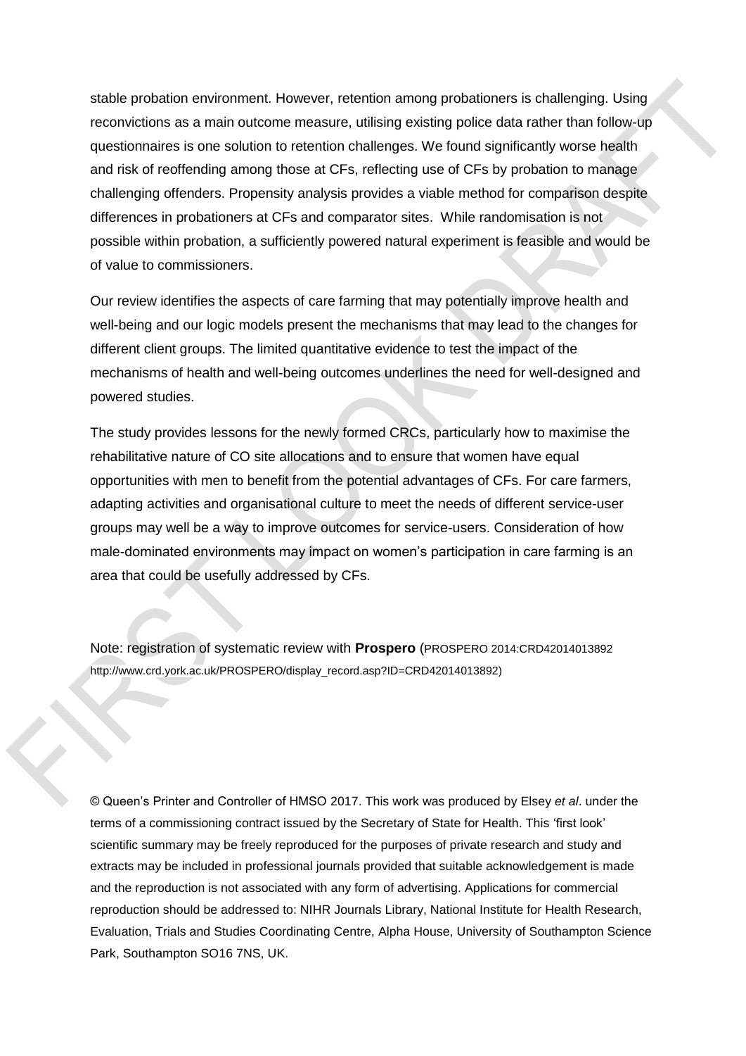stable probation environment. However, retention among probationers is challenging. Using reconvictions as a main outcome measure, utilising existing police data rather than follow-up questionnaires is one solution to retention challenges. We found significantly worse health and risk of reoffending among those at CFs, reflecting use of CFs by probation to manage challenging offenders. Propensity analysis provides a viable method for comparison despite differences in probationers at CFs and comparator sites. While randomisation is not possible within probation, a sufficiently powered natural experiment is feasible and would be of value to commissioners.

Our review identifies the aspects of care farming that may potentially improve health and well-being and our logic models present the mechanisms that may lead to the changes for different client groups. The limited quantitative evidence to test the impact of the mechanisms of health and well-being outcomes underlines the need for well-designed and powered studies.

The study provides lessons for the newly formed CRCs, particularly how to maximise the rehabilitative nature of CO site allocations and to ensure that women have equal opportunities with men to benefit from the potential advantages of CFs. For care farmers, adapting activities and organisational culture to meet the needs of different service-user groups may well be a way to improve outcomes for service-users. Consideration of how male-dominated environments may impact on women's participation in care farming is an area that could be usefully addressed by CFs.

Note: registration of systematic review with **Prospero** (PROSPERO 2014:CRD42014013892 http://www.crd.york.ac.uk/PROSPERO/display_record.asp?ID=CRD42014013892)

© Queen's Printer and Controller of HMSO 2017. This work was produced by Elsey *et al*. under the terms of a commissioning contract issued by the Secretary of State for Health. This 'first look' scientific summary may be freely reproduced for the purposes of private research and study and extracts may be included in professional journals provided that suitable acknowledgement is made and the reproduction is not associated with any form of advertising. Applications for commercial reproduction should be addressed to: NIHR Journals Library, National Institute for Health Research, Evaluation, Trials and Studies Coordinating Centre, Alpha House, University of Southampton Science Park, Southampton SO16 7NS, UK.